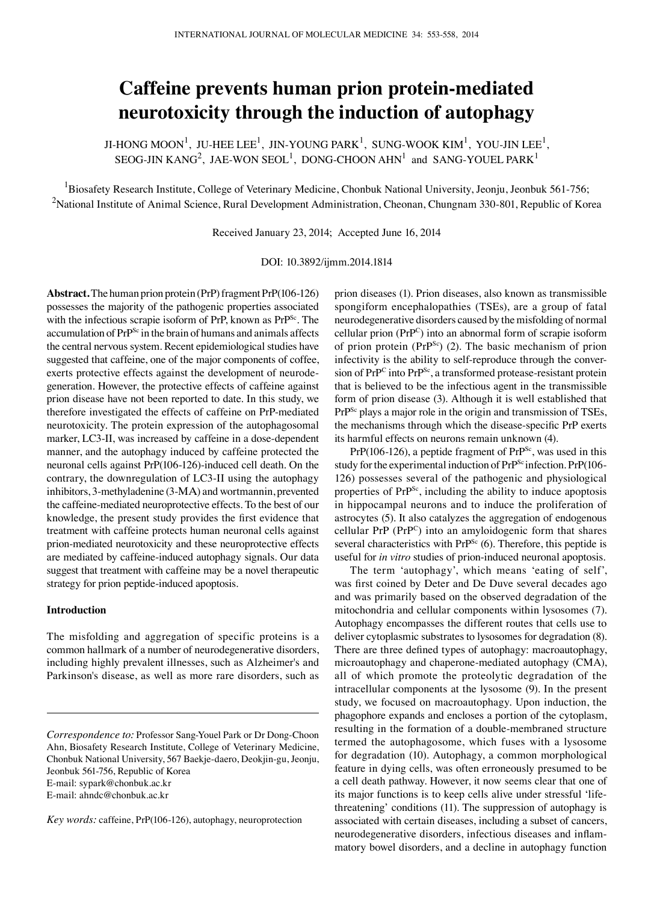# Caffeine prevents human prion protein-mediated neurotoxicity through the induction of autophagy

JI-HONG MOON[1], JU-HEE LEE[1], JIN-YOUNG PARK[1], SUNG-WOOK KIM[1], YOU-JIN LEE[1], SEOG-JIN KANG[2], JAE-WON SEOL[1], DONG-CHOON AHN[1] and SANG-YOUEL PARK[1]

[1]Biosafety Research Institute, College of Veterinary Medicine, Chonbuk National University, Jeonju, Jeonbuk 561-756; [2]National Institute of Animal Science, Rural Development Administration, Cheonan, Chungnam 330-801, Republic of Korea

Received January 23, 2014; Accepted June 16, 2014

DOI: 10.3892/ijmm.2014.1814

**Abstract.** The human prion protein (PrP) fragment PrP(106-126) possesses the majority of the pathogenic properties associated with the infectious scrapie isoform of PrP, known as $PrP^{Sc}$. The accumulation of $PrP^{Sc}$ in the brain of humans and animals affects the central nervous system. Recent epidemiological studies have suggested that caffeine, one of the major components of coffee, exerts protective effects against the development of neurodegeneration. However, the protective effects of caffeine against prion disease have not been reported to date. In this study, we therefore investigated the effects of caffeine on PrP-mediated neurotoxicity. The protein expression of the autophagosomal marker, LC3-II, was increased by caffeine in a dose-dependent manner, and the autophagy induced by caffeine protected the neuronal cells against PrP(106-126)-induced cell death. On the contrary, the downregulation of LC3-II using the autophagy inhibitors, 3-methyladenine (3-MA) and wortmannin, prevented the caffeine-mediated neuroprotective effects. To the best of our knowledge, the present study provides the first evidence that treatment with caffeine protects human neuronal cells against prion-mediated neurotoxicity and these neuroprotective effects are mediated by caffeine-induced autophagy signals. Our data suggest that treatment with caffeine may be a novel therapeutic strategy for prion peptide-induced apoptosis.

## Introduction

The misfolding and aggregation of specific proteins is a common hallmark of a number of neurodegenerative disorders, including highly prevalent illnesses, such as Alzheimer's and Parkinson's disease, as well as more rare disorders, such as prion diseases (1). Prion diseases, also known as transmissible spongiform encephalopathies (TSEs), are a group of fatal neurodegenerative disorders caused by the misfolding of normal cellular prion ($PrP^{C}$) into an abnormal form of scrapie isoform of prion protein ($PrP^{Sc}$) (2). The basic mechanism of prion infectivity is the ability to self-reproduce through the conversion of $PrP^{C}$ into $PrP^{Sc}$, a transformed protease-resistant protein that is believed to be the infectious agent in the transmissible form of prion disease (3). Although it is well established that $PrP^{Sc}$ plays a major role in the origin and transmission of TSEs, the mechanisms through which the disease-specific PrP exerts its harmful effects on neurons remain unknown (4).

PrP(106-126), a peptide fragment of $PrP^{Sc}$, was used in this study for the experimental induction of $PrP^{Sc}$ infection. PrP(106-126) possesses several of the pathogenic and physiological properties of $PrP^{Sc}$, including the ability to induce apoptosis in hippocampal neurons and to induce the proliferation of astrocytes (5). It also catalyzes the aggregation of endogenous cellular PrP ($PrP^{C}$) into an amyloidogenic form that shares several characteristics with $PrP^{Sc}$ (6). Therefore, this peptide is useful for *in vitro* studies of prion-induced neuronal apoptosis.

The term 'autophagy', which means 'eating of self', was first coined by Deter and De Duve several decades ago and was primarily based on the observed degradation of the mitochondria and cellular components within lysosomes (7). Autophagy encompasses the different routes that cells use to deliver cytoplasmic substrates to lysosomes for degradation (8). There are three defined types of autophagy: macroautophagy, microautophagy and chaperone-mediated autophagy (CMA), all of which promote the proteolytic degradation of the intracellular components at the lysosome (9). In the present study, we focused on macroautophagy. Upon induction, the phagophore expands and encloses a portion of the cytoplasm, resulting in the formation of a double-membraned structure termed the autophagosome, which fuses with a lysosome for degradation (10). Autophagy, a common morphological feature in dying cells, was often erroneously presumed to be a cell death pathway. However, it now seems clear that one of its major functions is to keep cells alive under stressful 'life-threatening' conditions (11). The suppression of autophagy is associated with certain diseases, including a subset of cancers, neurodegenerative disorders, infectious diseases and inflammatory bowel disorders, and a decline in autophagy function

---

*Correspondence to:* Professor Sang-Youel Park or Dr Dong-Choon Ahn, Biosafety Research Institute, College of Veterinary Medicine, Chonbuk National University, 567 Baekje-daero, Deokjin-gu, Jeonju, Jeonbuk 561-756, Republic of Korea
E-mail: sypark@chonbuk.ac.kr
E-mail: ahndc@chonbuk.ac.kr

*Key words:* caffeine, PrP(106-126), autophagy, neuroprotection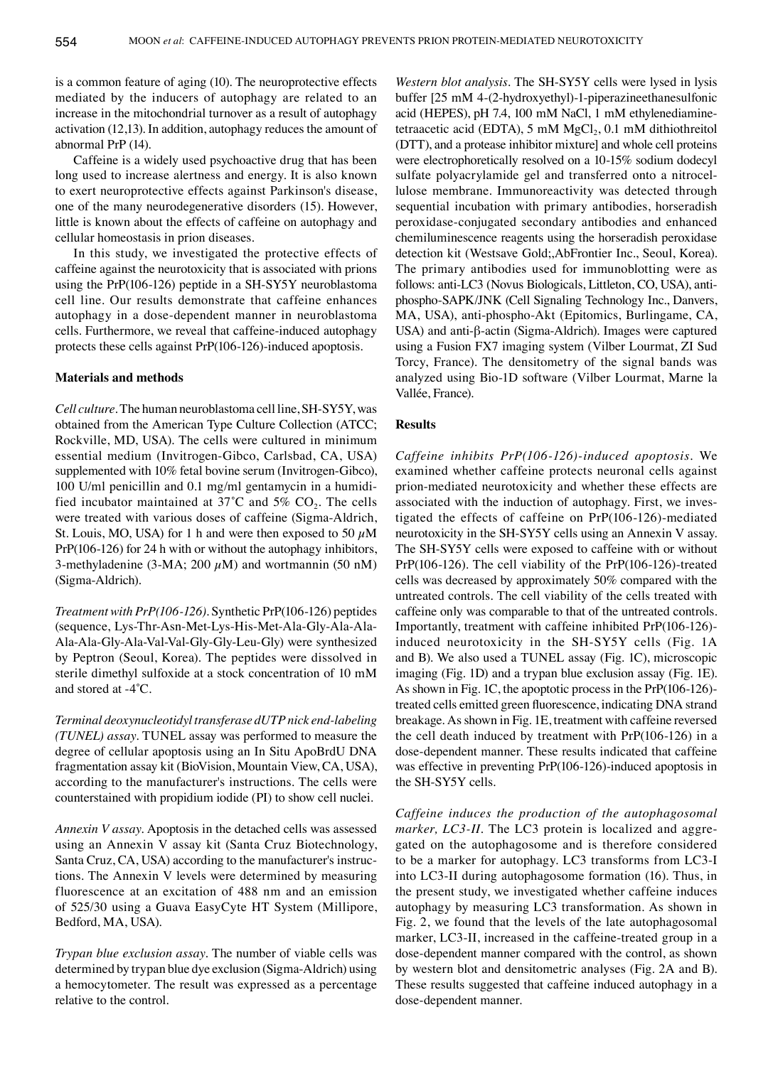is a common feature of aging (10). The neuroprotective effects mediated by the inducers of autophagy are related to an increase in the mitochondrial turnover as a result of autophagy activation (12,13). In addition, autophagy reduces the amount of abnormal PrP (14).

Caffeine is a widely used psychoactive drug that has been long used to increase alertness and energy. It is also known to exert neuroprotective effects against Parkinson's disease, one of the many neurodegenerative disorders (15). However, little is known about the effects of caffeine on autophagy and cellular homeostasis in prion diseases.

In this study, we investigated the protective effects of caffeine against the neurotoxicity that is associated with prions using the PrP(106-126) peptide in a SH-SY5Y neuroblastoma cell line. Our results demonstrate that caffeine enhances autophagy in a dose-dependent manner in neuroblastoma cells. Furthermore, we reveal that caffeine-induced autophagy protects these cells against PrP(106-126)-induced apoptosis.

## Materials and methods

*Cell culture.* The human neuroblastoma cell line, SH-SY5Y, was obtained from the American Type Culture Collection (ATCC; Rockville, MD, USA). The cells were cultured in minimum essential medium (Invitrogen-Gibco, Carlsbad, CA, USA) supplemented with 10% fetal bovine serum (Invitrogen-Gibco), 100 U/ml penicillin and 0.1 mg/ml gentamycin in a humidified incubator maintained at 37˚C and 5% $CO_2$. The cells were treated with various doses of caffeine (Sigma-Aldrich, St. Louis, MO, USA) for 1 h and were then exposed to 50 $\mu$M PrP(106-126) for 24 h with or without the autophagy inhibitors, 3-methyladenine (3-MA; 200 $\mu$M) and wortmannin (50 nM) (Sigma-Aldrich).

*Treatment with PrP(106-126).* Synthetic PrP(106-126) peptides (sequence, Lys-Thr-Asn-Met-Lys-His-Met-Ala-Gly-Ala-Ala-Ala-Ala-Gly-Ala-Val-Val-Gly-Gly-Leu-Gly) were synthesized by Peptron (Seoul, Korea). The peptides were dissolved in sterile dimethyl sulfoxide at a stock concentration of 10 mM and stored at -4˚C.

*Terminal deoxynucleotidyl transferase dUTP nick end-labeling (TUNEL) assay.* TUNEL assay was performed to measure the degree of cellular apoptosis using an In Situ ApoBrdU DNA fragmentation assay kit (BioVision, Mountain View, CA, USA), according to the manufacturer's instructions. The cells were counterstained with propidium iodide (PI) to show cell nuclei.

*Annexin V assay.* Apoptosis in the detached cells was assessed using an Annexin V assay kit (Santa Cruz Biotechnology, Santa Cruz, CA, USA) according to the manufacturer's instructions. The Annexin V levels were determined by measuring fluorescence at an excitation of 488 nm and an emission of 525/30 using a Guava EasyCyte HT System (Millipore, Bedford, MA, USA).

*Trypan blue exclusion assay.* The number of viable cells was determined by trypan blue dye exclusion (Sigma-Aldrich) using a hemocytometer. The result was expressed as a percentage relative to the control.

*Western blot analysis.* The SH-SY5Y cells were lysed in lysis buffer [25 mM 4-(2-hydroxyethyl)-1-piperazineethanesulfonic acid (HEPES), pH 7.4, 100 mM NaCl, 1 mM ethylenediaminetetraacetic acid (EDTA), 5 mM $MgCl_2$, 0.1 mM dithiothreitol (DTT), and a protease inhibitor mixture] and whole cell proteins were electrophoretically resolved on a 10-15% sodium dodecyl sulfate polyacrylamide gel and transferred onto a nitrocellulose membrane. Immunoreactivity was detected through sequential incubation with primary antibodies, horseradish peroxidase-conjugated secondary antibodies and enhanced chemiluminescence reagents using the horseradish peroxidase detection kit (Westsave Gold;,AbFrontier Inc., Seoul, Korea). The primary antibodies used for immunoblotting were as follows: anti-LC3 (Novus Biologicals, Littleton, CO, USA), anti-phospho-SAPK/JNK (Cell Signaling Technology Inc., Danvers, MA, USA), anti-phospho-Akt (Epitomics, Burlingame, CA, USA) and anti-β-actin (Sigma-Aldrich). Images were captured using a Fusion FX7 imaging system (Vilber Lourmat, ZI Sud Torcy, France). The densitometry of the signal bands was analyzed using Bio-1D software (Vilber Lourmat, Marne la Vallée, France).

## Results

*Caffeine inhibits PrP(106-126)-induced apoptosis.* We examined whether caffeine protects neuronal cells against prion-mediated neurotoxicity and whether these effects are associated with the induction of autophagy. First, we investigated the effects of caffeine on PrP(106-126)-mediated neurotoxicity in the SH-SY5Y cells using an Annexin V assay. The SH-SY5Y cells were exposed to caffeine with or without PrP(106-126). The cell viability of the PrP(106-126)-treated cells was decreased by approximately 50% compared with the untreated controls. The cell viability of the cells treated with caffeine only was comparable to that of the untreated controls. Importantly, treatment with caffeine inhibited PrP(106-126)-induced neurotoxicity in the SH-SY5Y cells (Fig. 1A and B). We also used a TUNEL assay (Fig. 1C), microscopic imaging (Fig. 1D) and a trypan blue exclusion assay (Fig. 1E). As shown in Fig. 1C, the apoptotic process in the PrP(106-126)-treated cells emitted green fluorescence, indicating DNA strand breakage. As shown in Fig. 1E, treatment with caffeine reversed the cell death induced by treatment with PrP(106-126) in a dose-dependent manner. These results indicated that caffeine was effective in preventing PrP(106-126)-induced apoptosis in the SH-SY5Y cells.

*Caffeine induces the production of the autophagosomal marker, LC3-II.* The LC3 protein is localized and aggregated on the autophagosome and is therefore considered to be a marker for autophagy. LC3 transforms from LC3-I into LC3-II during autophagosome formation (16). Thus, in the present study, we investigated whether caffeine induces autophagy by measuring LC3 transformation. As shown in Fig. 2, we found that the levels of the late autophagosomal marker, LC3-II, increased in the caffeine-treated group in a dose-dependent manner compared with the control, as shown by western blot and densitometric analyses (Fig. 2A and B). These results suggested that caffeine induced autophagy in a dose-dependent manner.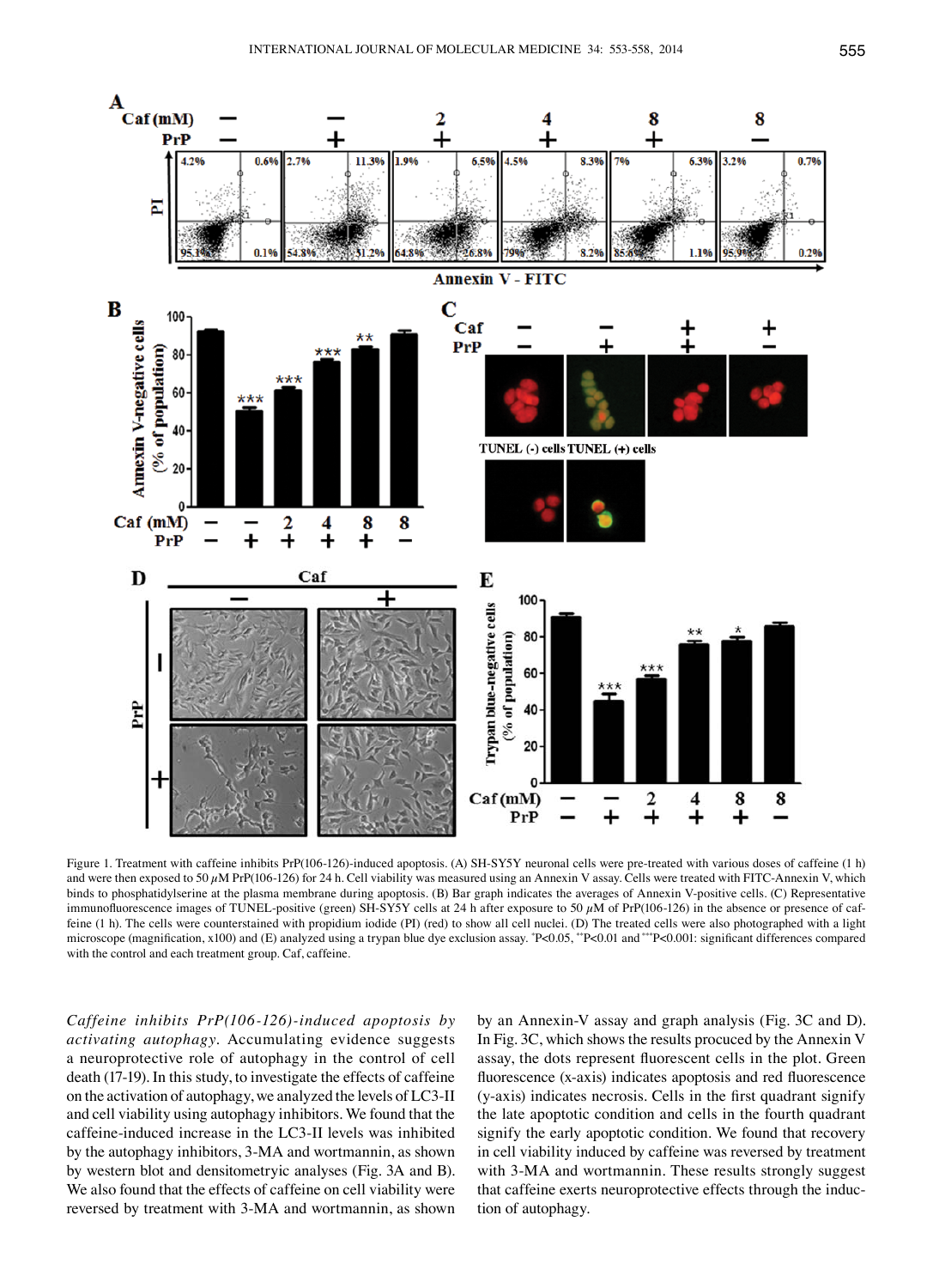Figure 1. Treatment with caffeine inhibits PrP(106-126)-induced apoptosis. (A) SH-SY5Y neuronal cells were pre-treated with various doses of caffeine (1 h) and were then exposed to 50 $\mu$M PrP(106-126) for 24 h. Cell viability was measured using an Annexin V assay. Cells were treated with FITC-Annexin V, which binds to phosphatidylserine at the plasma membrane during apoptosis. (B) Bar graph indicates the averages of Annexin V-positive cells. (C) Representative immunofluorescence images of TUNEL-positive (green) SH-SY5Y cells at 24 h after exposure to 50 $\mu$M of PrP(106-126) in the absence or presence of caffeine (1 h). The cells were counterstained with propidium iodide (PI) (red) to show all cell nuclei. (D) The treated cells were also photographed with a light microscope (magnification, x100) and (E) analyzed using a trypan blue dye exclusion assay. *P<0.05, **P<0.01 and ***P<0.001: significant differences compared with the control and each treatment group. Caf, caffeine.

*Caffeine inhibits PrP(106-126)-induced apoptosis by activating autophagy.* Accumulating evidence suggests a neuroprotective role of autophagy in the control of cell death (17-19). In this study, to investigate the effects of caffeine on the activation of autophagy, we analyzed the levels of LC3-II and cell viability using autophagy inhibitors. We found that the caffeine-induced increase in the LC3-II levels was inhibited by the autophagy inhibitors, 3-MA and wortmannin, as shown by western blot and densitometryic analyses (Fig. 3A and B). We also found that the effects of caffeine on cell viability were reversed by treatment with 3-MA and wortmannin, as shown by an Annexin-V assay and graph analysis (Fig. 3C and D). In Fig. 3C, which shows the results procuced by the Annexin V assay, the dots represent fluorescent cells in the plot. Green fluorescence (x-axis) indicates apoptosis and red fluorescence (y-axis) indicates necrosis. Cells in the first quadrant signify the late apoptotic condition and cells in the fourth quadrant signify the early apoptotic condition. We found that recovery in cell viability induced by caffeine was reversed by treatment with 3-MA and wortmannin. These results strongly suggest that caffeine exerts neuroprotective effects through the induction of autophagy.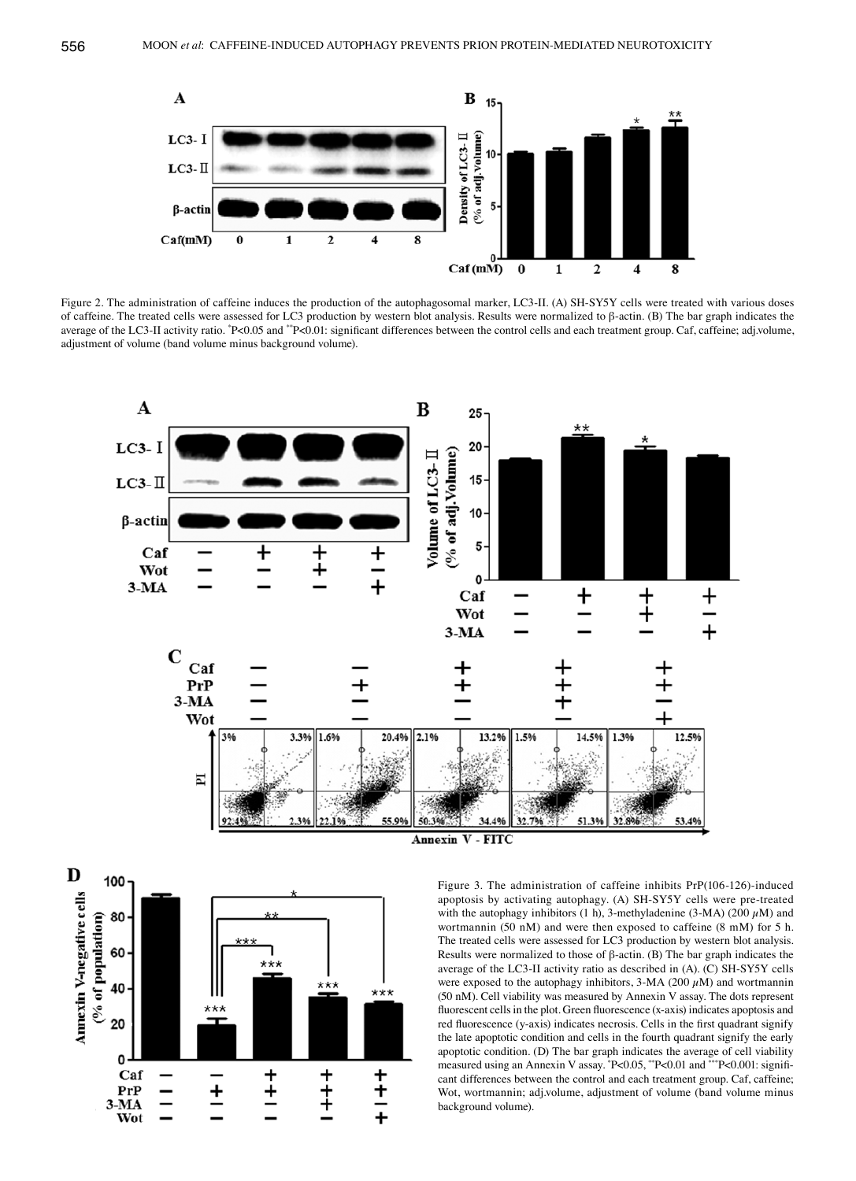Figure 2. The administration of caffeine induces the production of the autophagosomal marker, LC3-II. (A) SH-SY5Y cells were treated with various doses of caffeine. The treated cells were assessed for LC3 production by western blot analysis. Results were normalized to β-actin. (B) The bar graph indicates the average of the LC3-II activity ratio. *P<0.05 and **P<0.01: significant differences between the control cells and each treatment group. Caf, caffeine; adj.volume, adjustment of volume (band volume minus background volume).

Figure 3. The administration of caffeine inhibits PrP(106-126)-induced apoptosis by activating autophagy. (A) SH-SY5Y cells were pre-treated with the autophagy inhibitors (1 h), 3-methyladenine (3-MA) (200 $\mu$M) and wortmannin (50 nM) and were then exposed to caffeine (8 mM) for 5 h. The treated cells were assessed for LC3 production by western blot analysis. Results were normalized to those of β-actin. (B) The bar graph indicates the average of the LC3-II activity ratio as described in (A). (C) SH-SY5Y cells were exposed to the autophagy inhibitors, 3-MA (200 $\mu$M) and wortmannin (50 nM). Cell viability was measured by Annexin V assay. The dots represent fluorescent cells in the plot. Green fluorescence (x-axis) indicates apoptosis and red fluorescence (y-axis) indicates necrosis. Cells in the first quadrant signify the late apoptotic condition and cells in the fourth quadrant signify the early apoptotic condition. (D) The bar graph indicates the average of cell viability measured using an Annexin V assay. *P<0.05, **P<0.01 and ***P<0.001: significant differences between the control and each treatment group. Caf, caffeine; Wot, wortmannin; adj.volume, adjustment of volume (band volume minus background volume).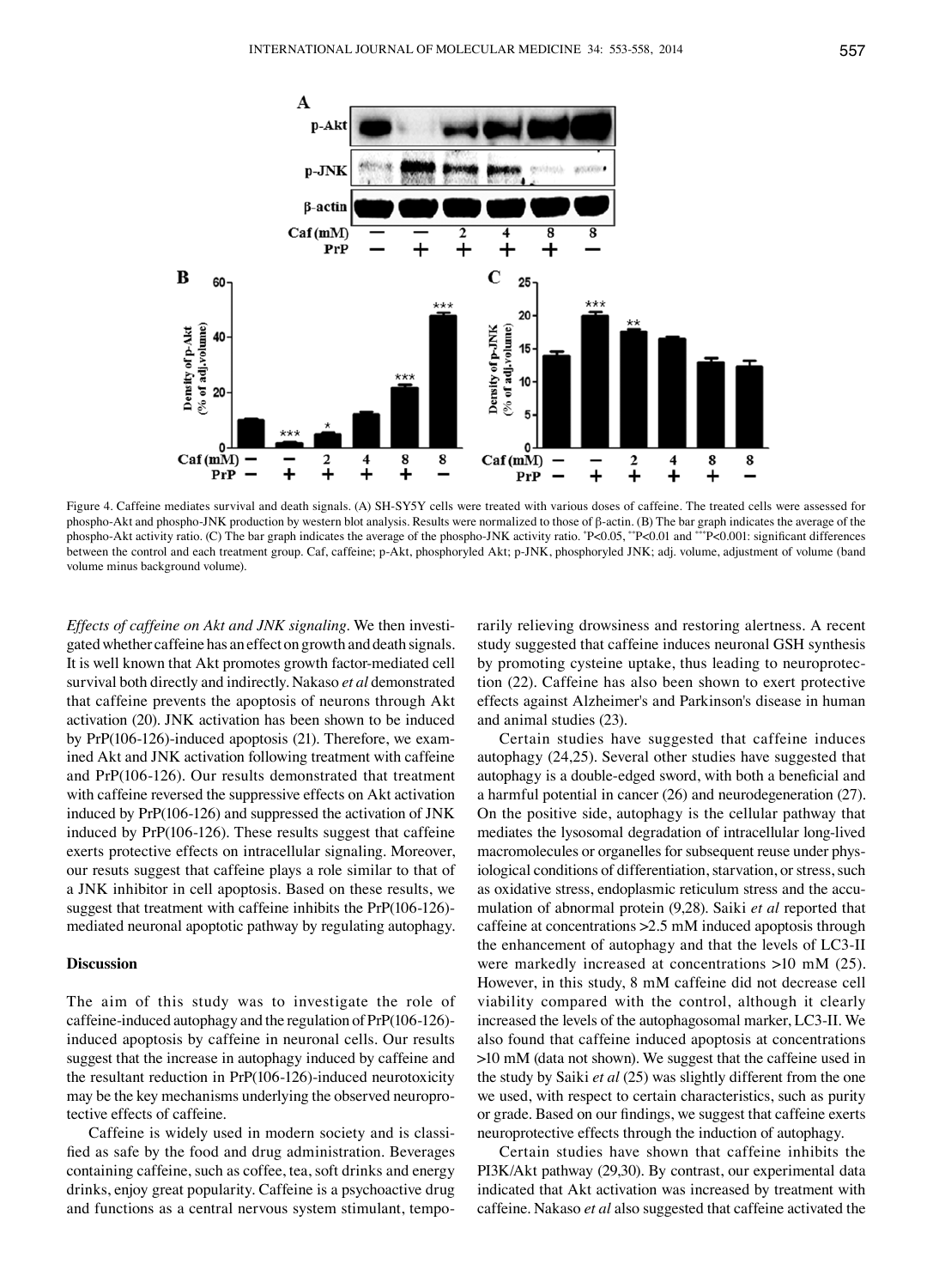Figure 4. Caffeine mediates survival and death signals. (A) SH-SY5Y cells were treated with various doses of caffeine. The treated cells were assessed for phospho-Akt and phospho-JNK production by western blot analysis. Results were normalized to those of β-actin. (B) The bar graph indicates the average of the phospho-Akt activity ratio. (C) The bar graph indicates the average of the phospho-JNK activity ratio. *P<0.05, **P<0.01 and ***P<0.001: significant differences between the control and each treatment group. Caf, caffeine; p-Akt, phosphoryled Akt; p-JNK, phosphoryled JNK; adj. volume, adjustment of volume (band volume minus background volume).

*Effects of caffeine on Akt and JNK signaling.* We then investigated whether caffeine has an effect on growth and death signals. It is well known that Akt promotes growth factor-mediated cell survival both directly and indirectly. Nakaso *et al* demonstrated that caffeine prevents the apoptosis of neurons through Akt activation (20). JNK activation has been shown to be induced by PrP(106-126)-induced apoptosis (21). Therefore, we examined Akt and JNK activation following treatment with caffeine and PrP(106-126). Our results demonstrated that treatment with caffeine reversed the suppressive effects on Akt activation induced by PrP(106-126) and suppressed the activation of JNK induced by PrP(106-126). These results suggest that caffeine exerts protective effects on intracellular signaling. Moreover, our resuts suggest that caffeine plays a role similar to that of a JNK inhibitor in cell apoptosis. Based on these results, we suggest that treatment with caffeine inhibits the PrP(106-126)-mediated neuronal apoptotic pathway by regulating autophagy.

## Discussion

The aim of this study was to investigate the role of caffeine-induced autophagy and the regulation of PrP(106-126)-induced apoptosis by caffeine in neuronal cells. Our results suggest that the increase in autophagy induced by caffeine and the resultant reduction in PrP(106-126)-induced neurotoxicity may be the key mechanisms underlying the observed neuroprotective effects of caffeine.

Caffeine is widely used in modern society and is classified as safe by the food and drug administration. Beverages containing caffeine, such as coffee, tea, soft drinks and energy drinks, enjoy great popularity. Caffeine is a psychoactive drug and functions as a central nervous system stimulant, temporarily relieving drowsiness and restoring alertness. A recent study suggested that caffeine induces neuronal GSH synthesis by promoting cysteine uptake, thus leading to neuroprotection (22). Caffeine has also been shown to exert protective effects against Alzheimer's and Parkinson's disease in human and animal studies (23).

Certain studies have suggested that caffeine induces autophagy (24,25). Several other studies have suggested that autophagy is a double-edged sword, with both a beneficial and a harmful potential in cancer (26) and neurodegeneration (27). On the positive side, autophagy is the cellular pathway that mediates the lysosomal degradation of intracellular long-lived macromolecules or organelles for subsequent reuse under physiological conditions of differentiation, starvation, or stress, such as oxidative stress, endoplasmic reticulum stress and the accumulation of abnormal protein (9,28). Saiki *et al* reported that caffeine at concentrations >2.5 mM induced apoptosis through the enhancement of autophagy and that the levels of LC3-II were markedly increased at concentrations >10 mM (25). However, in this study, 8 mM caffeine did not decrease cell viability compared with the control, although it clearly increased the levels of the autophagosomal marker, LC3-II. We also found that caffeine induced apoptosis at concentrations >10 mM (data not shown). We suggest that the caffeine used in the study by Saiki *et al* (25) was slightly different from the one we used, with respect to certain characteristics, such as purity or grade. Based on our findings, we suggest that caffeine exerts neuroprotective effects through the induction of autophagy.

Certain studies have shown that caffeine inhibits the PI3K/Akt pathway (29,30). By contrast, our experimental data indicated that Akt activation was increased by treatment with caffeine. Nakaso *et al* also suggested that caffeine activated the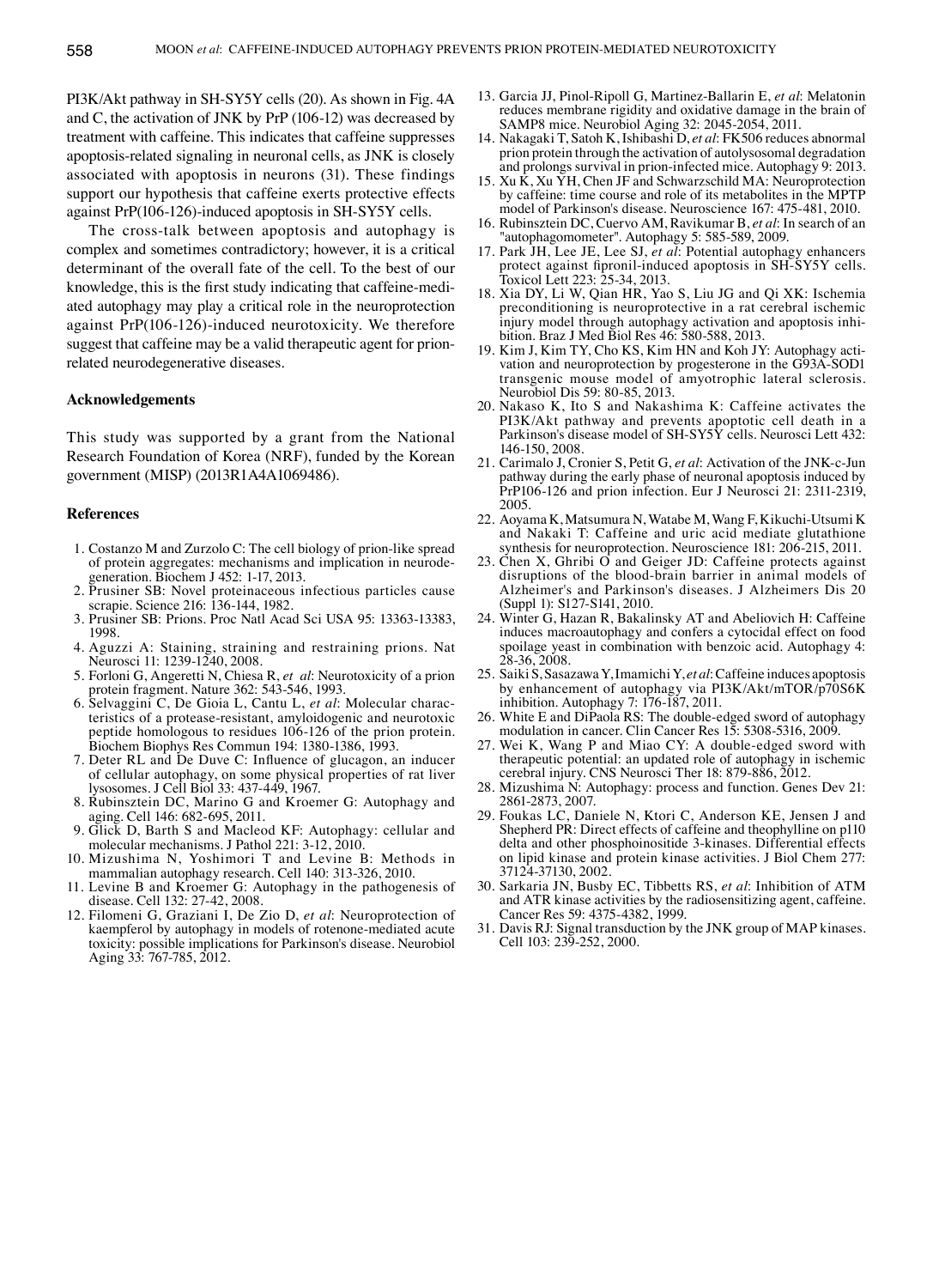PI3K/Akt pathway in SH-SY5Y cells (20). As shown in Fig. 4A and C, the activation of JNK by PrP (106-12) was decreased by treatment with caffeine. This indicates that caffeine suppresses apoptosis-related signaling in neuronal cells, as JNK is closely associated with apoptosis in neurons (31). These findings support our hypothesis that caffeine exerts protective effects against PrP(106-126)-induced apoptosis in SH-SY5Y cells.

The cross-talk between apoptosis and autophagy is complex and sometimes contradictory; however, it is a critical determinant of the overall fate of the cell. To the best of our knowledge, this is the first study indicating that caffeine-mediated autophagy may play a critical role in the neuroprotection against PrP(106-126)-induced neurotoxicity. We therefore suggest that caffeine may be a valid therapeutic agent for prion-related neurodegenerative diseases.

## Acknowledgements

This study was supported by a grant from the National Research Foundation of Korea (NRF), funded by the Korean government (MISP) (2013R1A4A1069486).

## References

1. Costanzo M and Zurzolo C: The cell biology of prion-like spread of protein aggregates: mechanisms and implication in neurodegeneration. Biochem J 452: 1-17, 2013.
2. Prusiner SB: Novel proteinaceous infectious particles cause scrapie. Science 216: 136-144, 1982.
3. Prusiner SB: Prions. Proc Natl Acad Sci USA 95: 13363-13383, 1998.
4. Aguzzi A: Staining, straining and restraining prions. Nat Neurosci 11: 1239-1240, 2008.
5. Forloni G, Angeretti N, Chiesa R, *et al*: Neurotoxicity of a prion protein fragment. Nature 362: 543-546, 1993.
6. Selvaggini C, De Gioia L, Cantu L, *et al*: Molecular characteristics of a protease-resistant, amyloidogenic and neurotoxic peptide homologous to residues 106-126 of the prion protein. Biochem Biophys Res Commun 194: 1380-1386, 1993.
7. Deter RL and De Duve C: Influence of glucagon, an inducer of cellular autophagy, on some physical properties of rat liver lysosomes. J Cell Biol 33: 437-449, 1967.
8. Rubinsztein DC, Marino G and Kroemer G: Autophagy and aging. Cell 146: 682-695, 2011.
9. Glick D, Barth S and Macleod KF: Autophagy: cellular and molecular mechanisms. J Pathol 221: 3-12, 2010.
10. Mizushima N, Yoshimori T and Levine B: Methods in mammalian autophagy research. Cell 140: 313-326, 2010.
11. Levine B and Kroemer G: Autophagy in the pathogenesis of disease. Cell 132: 27-42, 2008.
12. Filomeni G, Graziani I, De Zio D, *et al*: Neuroprotection of kaempferol by autophagy in models of rotenone-mediated acute toxicity: possible implications for Parkinson's disease. Neurobiol Aging 33: 767-785, 2012.
13. Garcia JJ, Pinol-Ripoll G, Martinez-Ballarin E, *et al*: Melatonin reduces membrane rigidity and oxidative damage in the brain of SAMP8 mice. Neurobiol Aging 32: 2045-2054, 2011.
14. Nakagaki T, Satoh K, Ishibashi D, *et al*: FK506 reduces abnormal prion protein through the activation of autolysosomal degradation and prolongs survival in prion-infected mice. Autophagy 9: 2013.
15. Xu K, Xu YH, Chen JF and Schwarzschild MA: Neuroprotection by caffeine: time course and role of its metabolites in the MPTP model of Parkinson's disease. Neuroscience 167: 475-481, 2010.
16. Rubinsztein DC, Cuervo AM, Ravikumar B, *et al*: In search of an "autophagomometer". Autophagy 5: 585-589, 2009.
17. Park JH, Lee JE, Lee SJ, *et al*: Potential autophagy enhancers protect against fipronil-induced apoptosis in SH-SY5Y cells. Toxicol Lett 223: 25-34, 2013.
18. Xia DY, Li W, Qian HR, Yao S, Liu JG and Qi XK: Ischemia preconditioning is neuroprotective in a rat cerebral ischemic injury model through autophagy activation and apoptosis inhibition. Braz J Med Biol Res 46: 580-588, 2013.
19. Kim J, Kim TY, Cho KS, Kim HN and Koh JY: Autophagy activation and neuroprotection by progesterone in the G93A-SOD1 transgenic mouse model of amyotrophic lateral sclerosis. Neurobiol Dis 59: 80-85, 2013.
20. Nakaso K, Ito S and Nakashima K: Caffeine activates the PI3K/Akt pathway and prevents apoptotic cell death in a Parkinson's disease model of SH-SY5Y cells. Neurosci Lett 432: 146-150, 2008.
21. Carimalo J, Cronier S, Petit G, *et al*: Activation of the JNK-c-Jun pathway during the early phase of neuronal apoptosis induced by PrP106-126 and prion infection. Eur J Neurosci 21: 2311-2319, 2005.
22. Aoyama K, Matsumura N, Watabe M, Wang F, Kikuchi-Utsumi K and Nakaki T: Caffeine and uric acid mediate glutathione synthesis for neuroprotection. Neuroscience 181: 206-215, 2011.
23. Chen X, Ghribi O and Geiger JD: Caffeine protects against disruptions of the blood-brain barrier in animal models of Alzheimer's and Parkinson's diseases. J Alzheimers Dis 20 (Suppl 1): S127-S141, 2010.
24. Winter G, Hazan R, Bakalinsky AT and Abeliovich H: Caffeine induces macroautophagy and confers a cytocidal effect on food spoilage yeast in combination with benzoic acid. Autophagy 4: 28-36, 2008.
25. Saiki S, Sasazawa Y, Imamichi Y, *et al*: Caffeine induces apoptosis by enhancement of autophagy via PI3K/Akt/mTOR/p70S6K inhibition. Autophagy 7: 176-187, 2011.
26. White E and DiPaola RS: The double-edged sword of autophagy modulation in cancer. Clin Cancer Res 15: 5308-5316, 2009.
27. Wei K, Wang P and Miao CY: A double-edged sword with therapeutic potential: an updated role of autophagy in ischemic cerebral injury. CNS Neurosci Ther 18: 879-886, 2012.
28. Mizushima N: Autophagy: process and function. Genes Dev 21: 2861-2873, 2007.
29. Foukas LC, Daniele N, Ktori C, Anderson KE, Jensen J and Shepherd PR: Direct effects of caffeine and theophylline on p110 delta and other phosphoinositide 3-kinases. Differential effects on lipid kinase and protein kinase activities. J Biol Chem 277: 37124-37130, 2002.
30. Sarkaria JN, Busby EC, Tibbetts RS, *et al*: Inhibition of ATM and ATR kinase activities by the radiosensitizing agent, caffeine. Cancer Res 59: 4375-4382, 1999.
31. Davis RJ: Signal transduction by the JNK group of MAP kinases. Cell 103: 239-252, 2000.